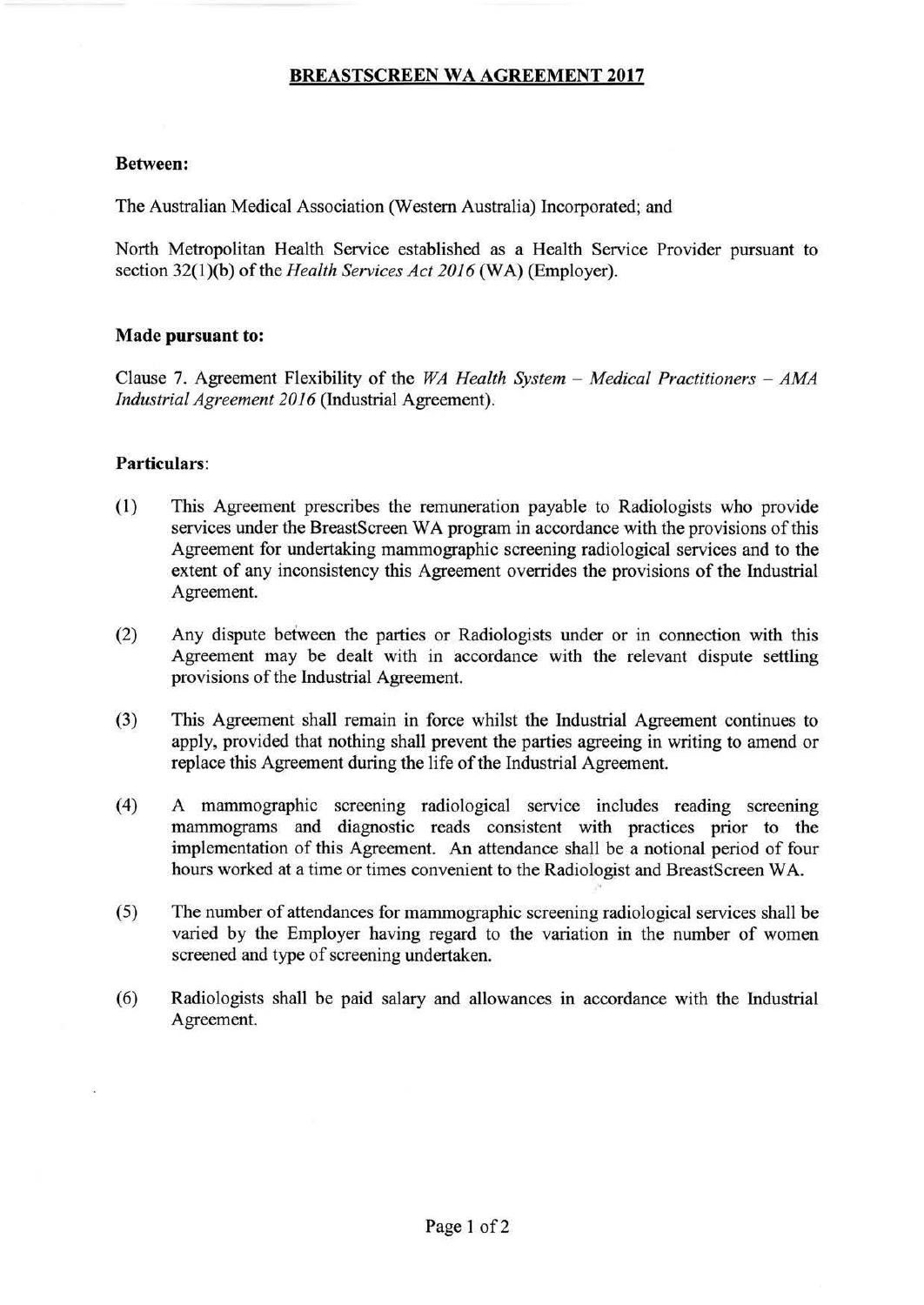# BREASTSCREEN WA AGREEMENT 2017

**Between:**

The Australian Medical Association (Western Australia) Incorporated; and

North Metropolitan Health Service established as a Health Service Provider pursuant to section 32(1)(b) of the *Health Services Act 2016* (WA) (Employer).

**Made pursuant to:**

Clause 7. Agreement Flexibility of the *WA Health System – Medical Practitioners – AMA Industrial Agreement 2016* (Industrial Agreement).

**Particulars**:

(1) This Agreement prescribes the remuneration payable to Radiologists who provide services under the BreastScreen WA program in accordance with the provisions of this Agreement for undertaking mammographic screening radiological services and to the extent of any inconsistency this Agreement overrides the provisions of the Industrial Agreement.

(2) Any dispute between the parties or Radiologists under or in connection with this Agreement may be dealt with in accordance with the relevant dispute settling provisions of the Industrial Agreement.

(3) This Agreement shall remain in force whilst the Industrial Agreement continues to apply, provided that nothing shall prevent the parties agreeing in writing to amend or replace this Agreement during the life of the Industrial Agreement.

(4) A mammographic screening radiological service includes reading screening mammograms and diagnostic reads consistent with practices prior to the implementation of this Agreement. An attendance shall be a notional period of four hours worked at a time or times convenient to the Radiologist and BreastScreen WA.

(5) The number of attendances for mammographic screening radiological services shall be varied by the Employer having regard to the variation in the number of women screened and type of screening undertaken.

(6) Radiologists shall be paid salary and allowances in accordance with the Industrial Agreement.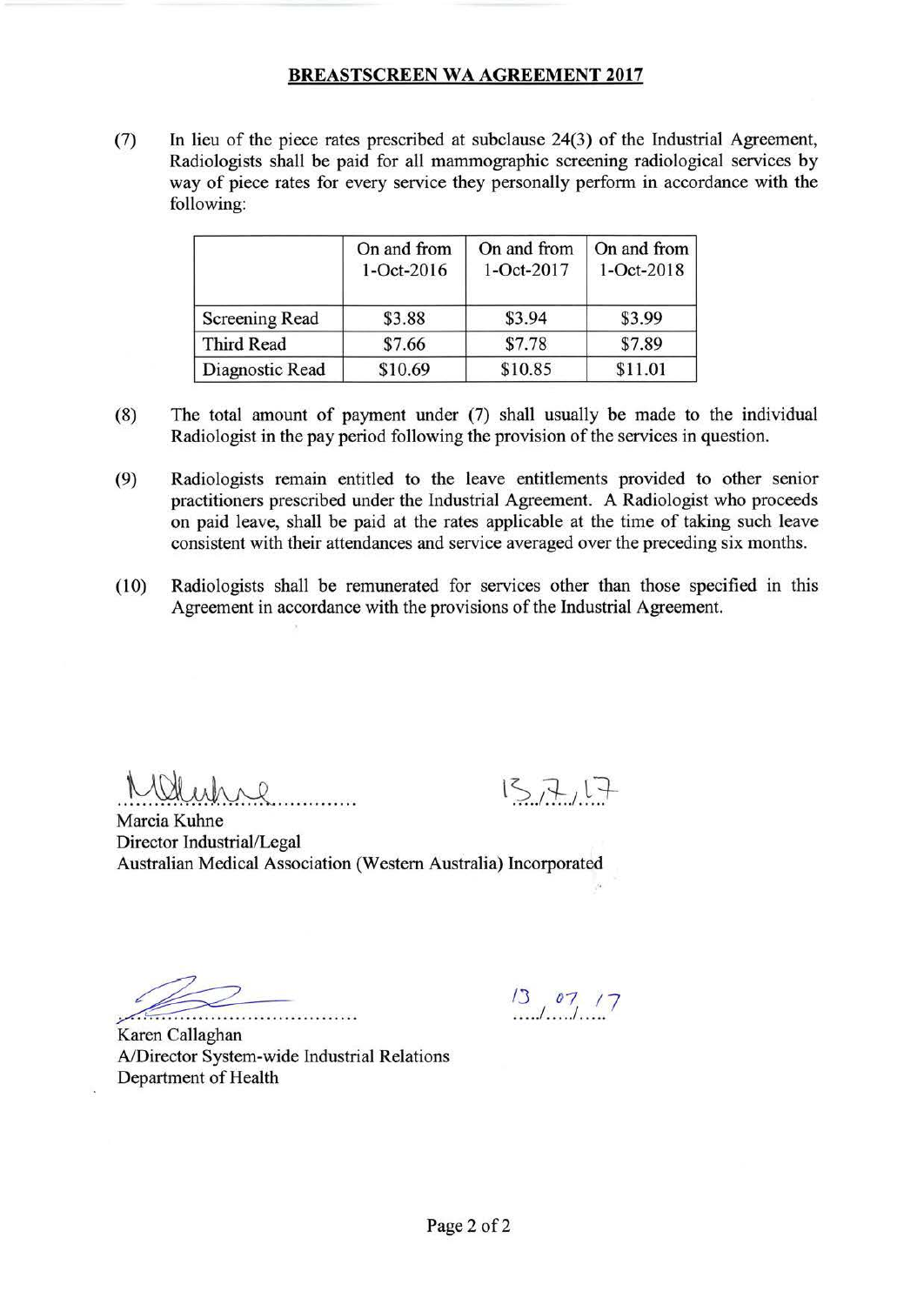**BREASTSCREEN WA AGREEMENT 2017**

(7) In lieu of the piece rates prescribed at subclause 24(3) of the Industrial Agreement, Radiologists shall be paid for all mammographic screening radiological services by way of piece rates for every service they personally perform in accordance with the following:

| | On and from 1-Oct-2016 | On and from 1-Oct-2017 | On and from 1-Oct-2018 |
|---|---|---|---|
| Screening Read | $3.88 | $3.94 | $3.99 |
| Third Read | $7.66 | $7.78 | $7.89 |
| Diagnostic Read | $10.69 | $10.85 | $11.01 |

(8) The total amount of payment under (7) shall usually be made to the individual Radiologist in the pay period following the provision of the services in question.

(9) Radiologists remain entitled to the leave entitlements provided to other senior practitioners prescribed under the Industrial Agreement. A Radiologist who proceeds on paid leave, shall be paid at the rates applicable at the time of taking such leave consistent with their attendances and service averaged over the preceding six months.

(10) Radiologists shall be remunerated for services other than those specified in this Agreement in accordance with the provisions of the Industrial Agreement.

[Signature] 13/7/17

Marcia Kuhne
Director Industrial/Legal
Australian Medical Association (Western Australia) Incorporated

[Signature] 13/07/17

Karen Callaghan
A/Director System-wide Industrial Relations
Department of Health